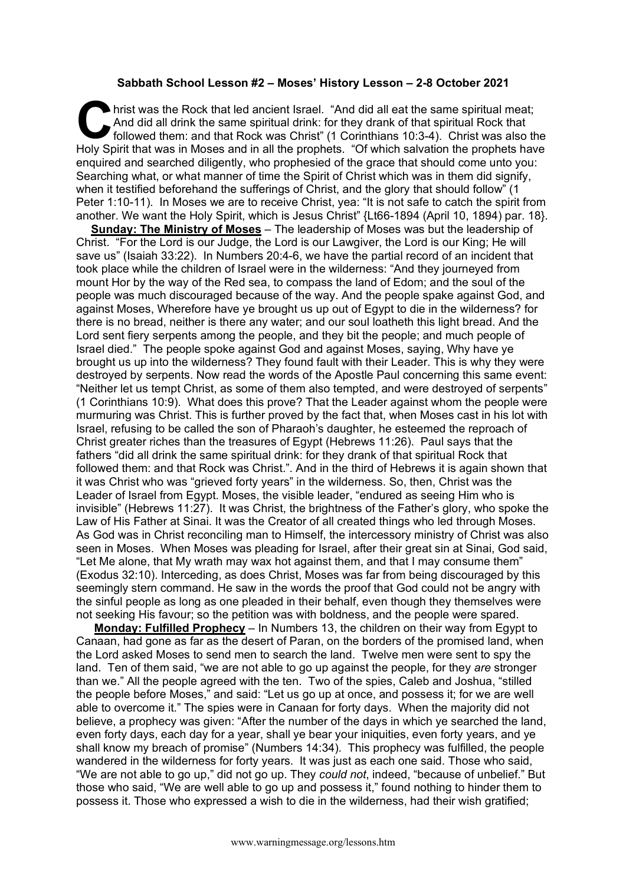**Sabbath School Lesson #2 – Moses' History Lesson – 2-8 October 2021**

Christ was the Rock that led ancient Israel. "And did all eat the same spiritual meat; And did all drink the same spiritual drink: for they drank of that spiritual Rock that followed them: and that Rock was Christ" (1 Corinthians 10:3-4). Christ was also the Holy Spirit that was in Moses and in all the prophets. "Of which salvation the prophets have enquired and searched diligently, who prophesied of the grace that should come unto you: Searching what, or what manner of time the Spirit of Christ which was in them did signify, when it testified beforehand the sufferings of Christ, and the glory that should follow" (1 Peter 1:10-11). In Moses we are to receive Christ, yea: "It is not safe to catch the spirit from another. We want the Holy Spirit, which is Jesus Christ" {Lt66-1894 (April 10, 1894) par. 18}.

**Sunday: The Ministry of Moses** – The leadership of Moses was but the leadership of Christ. "For the Lord is our Judge, the Lord is our Lawgiver, the Lord is our King; He will save us" (Isaiah 33:22). In Numbers 20:4-6, we have the partial record of an incident that took place while the children of Israel were in the wilderness: "And they journeyed from mount Hor by the way of the Red sea, to compass the land of Edom; and the soul of the people was much discouraged because of the way. And the people spake against God, and against Moses, Wherefore have ye brought us up out of Egypt to die in the wilderness? for there is no bread, neither is there any water; and our soul loatheth this light bread. And the Lord sent fiery serpents among the people, and they bit the people; and much people of Israel died." The people spoke against God and against Moses, saying, Why have ye brought us up into the wilderness? They found fault with their Leader. This is why they were destroyed by serpents. Now read the words of the Apostle Paul concerning this same event: "Neither let us tempt Christ, as some of them also tempted, and were destroyed of serpents" (1 Corinthians 10:9). What does this prove? That the Leader against whom the people were murmuring was Christ. This is further proved by the fact that, when Moses cast in his lot with Israel, refusing to be called the son of Pharaoh's daughter, he esteemed the reproach of Christ greater riches than the treasures of Egypt (Hebrews 11:26). Paul says that the fathers "did all drink the same spiritual drink: for they drank of that spiritual Rock that followed them: and that Rock was Christ.". And in the third of Hebrews it is again shown that it was Christ who was "grieved forty years" in the wilderness. So, then, Christ was the Leader of Israel from Egypt. Moses, the visible leader, "endured as seeing Him who is invisible" (Hebrews 11:27). It was Christ, the brightness of the Father's glory, who spoke the Law of His Father at Sinai. It was the Creator of all created things who led through Moses. As God was in Christ reconciling man to Himself, the intercessory ministry of Christ was also seen in Moses. When Moses was pleading for Israel, after their great sin at Sinai, God said, "Let Me alone, that My wrath may wax hot against them, and that I may consume them" (Exodus 32:10). Interceding, as does Christ, Moses was far from being discouraged by this seemingly stern command. He saw in the words the proof that God could not be angry with the sinful people as long as one pleaded in their behalf, even though they themselves were not seeking His favour; so the petition was with boldness, and the people were spared.

**Monday: Fulfilled Prophecy** – In Numbers 13, the children on their way from Egypt to Canaan, had gone as far as the desert of Paran, on the borders of the promised land, when the Lord asked Moses to send men to search the land. Twelve men were sent to spy the land. Ten of them said, "we are not able to go up against the people, for they *are* stronger than we." All the people agreed with the ten. Two of the spies, Caleb and Joshua, "stilled the people before Moses," and said: "Let us go up at once, and possess it; for we are well able to overcome it." The spies were in Canaan for forty days. When the majority did not believe, a prophecy was given: "After the number of the days in which ye searched the land, even forty days, each day for a year, shall ye bear your iniquities, even forty years, and ye shall know my breach of promise" (Numbers 14:34). This prophecy was fulfilled, the people wandered in the wilderness for forty years. It was just as each one said. Those who said, "We are not able to go up," did not go up. They *could not*, indeed, "because of unbelief." But those who said, "We are well able to go up and possess it," found nothing to hinder them to possess it. Those who expressed a wish to die in the wilderness, had their wish gratified;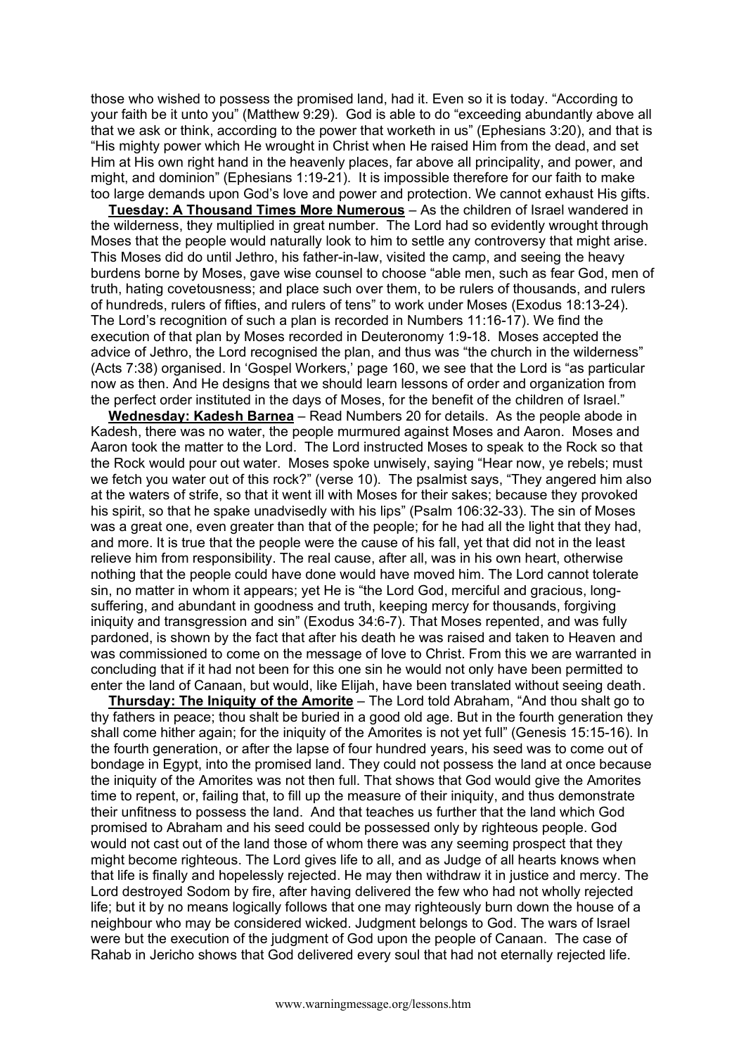those who wished to possess the promised land, had it. Even so it is today. "According to your faith be it unto you" (Matthew 9:29). God is able to do "exceeding abundantly above all that we ask or think, according to the power that worketh in us" (Ephesians 3:20), and that is "His mighty power which He wrought in Christ when He raised Him from the dead, and set Him at His own right hand in the heavenly places, far above all principality, and power, and might, and dominion" (Ephesians 1:19-21). It is impossible therefore for our faith to make too large demands upon God's love and power and protection. We cannot exhaust His gifts.

**Tuesday: A Thousand Times More Numerous** – As the children of Israel wandered in the wilderness, they multiplied in great number. The Lord had so evidently wrought through Moses that the people would naturally look to him to settle any controversy that might arise. This Moses did do until Jethro, his father-in-law, visited the camp, and seeing the heavy burdens borne by Moses, gave wise counsel to choose "able men, such as fear God, men of truth, hating covetousness; and place such over them, to be rulers of thousands, and rulers of hundreds, rulers of fifties, and rulers of tens" to work under Moses (Exodus 18:13-24). The Lord's recognition of such a plan is recorded in Numbers 11:16-17). We find the execution of that plan by Moses recorded in Deuteronomy 1:9-18. Moses accepted the advice of Jethro, the Lord recognised the plan, and thus was "the church in the wilderness" (Acts 7:38) organised. In 'Gospel Workers,' page 160, we see that the Lord is "as particular now as then. And He designs that we should learn lessons of order and organization from the perfect order instituted in the days of Moses, for the benefit of the children of Israel."

**Wednesday: Kadesh Barnea** – Read Numbers 20 for details. As the people abode in Kadesh, there was no water, the people murmured against Moses and Aaron. Moses and Aaron took the matter to the Lord. The Lord instructed Moses to speak to the Rock so that the Rock would pour out water. Moses spoke unwisely, saying "Hear now, ye rebels; must we fetch you water out of this rock?" (verse 10). The psalmist says, "They angered him also at the waters of strife, so that it went ill with Moses for their sakes; because they provoked his spirit, so that he spake unadvisedly with his lips" (Psalm 106:32-33). The sin of Moses was a great one, even greater than that of the people; for he had all the light that they had, and more. It is true that the people were the cause of his fall, yet that did not in the least relieve him from responsibility. The real cause, after all, was in his own heart, otherwise nothing that the people could have done would have moved him. The Lord cannot tolerate sin, no matter in whom it appears; yet He is "the Lord God, merciful and gracious, long-suffering, and abundant in goodness and truth, keeping mercy for thousands, forgiving iniquity and transgression and sin" (Exodus 34:6-7). That Moses repented, and was fully pardoned, is shown by the fact that after his death he was raised and taken to Heaven and was commissioned to come on the message of love to Christ. From this we are warranted in concluding that if it had not been for this one sin he would not only have been permitted to enter the land of Canaan, but would, like Elijah, have been translated without seeing death.

**Thursday: The Iniquity of the Amorite** – The Lord told Abraham, "And thou shalt go to thy fathers in peace; thou shalt be buried in a good old age. But in the fourth generation they shall come hither again; for the iniquity of the Amorites is not yet full" (Genesis 15:15-16). In the fourth generation, or after the lapse of four hundred years, his seed was to come out of bondage in Egypt, into the promised land. They could not possess the land at once because the iniquity of the Amorites was not then full. That shows that God would give the Amorites time to repent, or, failing that, to fill up the measure of their iniquity, and thus demonstrate their unfitness to possess the land. And that teaches us further that the land which God promised to Abraham and his seed could be possessed only by righteous people. God would not cast out of the land those of whom there was any seeming prospect that they might become righteous. The Lord gives life to all, and as Judge of all hearts knows when that life is finally and hopelessly rejected. He may then withdraw it in justice and mercy. The Lord destroyed Sodom by fire, after having delivered the few who had not wholly rejected life; but it by no means logically follows that one may righteously burn down the house of a neighbour who may be considered wicked. Judgment belongs to God. The wars of Israel were but the execution of the judgment of God upon the people of Canaan. The case of Rahab in Jericho shows that God delivered every soul that had not eternally rejected life.